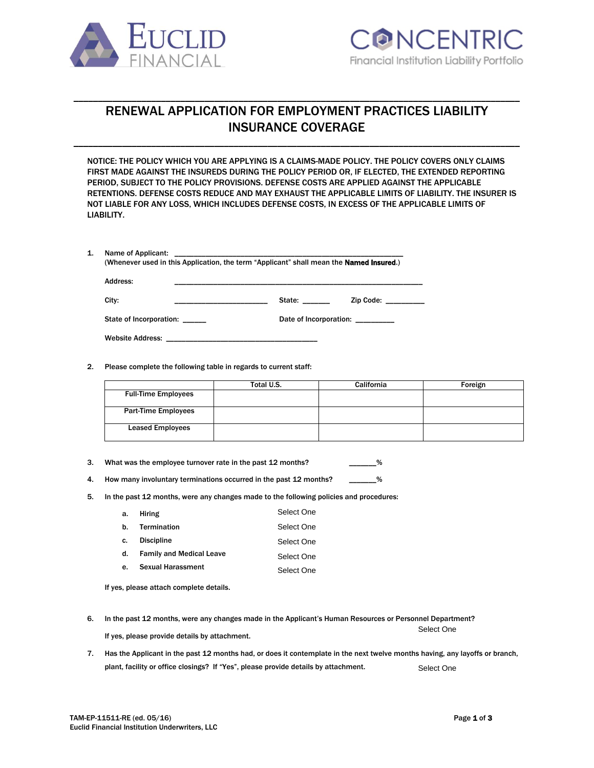EUCLID FINANCIAL

CONCENTRIC
Financial Institution Liability Portfolio

# RENEWAL APPLICATION FOR EMPLOYMENT PRACTICES LIABILITY INSURANCE COVERAGE

NOTICE: THE POLICY WHICH YOU ARE APPLYING IS A CLAIMS-MADE POLICY. THE POLICY COVERS ONLY CLAIMS FIRST MADE AGAINST THE INSUREDS DURING THE POLICY PERIOD OR, IF ELECTED, THE EXTENDED REPORTING PERIOD, SUBJECT TO THE POLICY PROVISIONS. DEFENSE COSTS ARE APPLIED AGAINST THE APPLICABLE RETENTIONS. DEFENSE COSTS REDUCE AND MAY EXHAUST THE APPLICABLE LIMITS OF LIABILITY. THE INSURER IS NOT LIABLE FOR ANY LOSS, WHICH INCLUDES DEFENSE COSTS, IN EXCESS OF THE APPLICABLE LIMITS OF LIABILITY.

1. Name of Applicant: ________________________________________________
   (Whenever used in this Application, the term "Applicant" shall mean the **Named Insured**.)

   Address: ________________________________________________

   City: ____________________ State: ______ Zip Code: _________

   State of Incorporation: ______ Date of Incorporation: _________

   Website Address: ________________________________

2. Please complete the following table in regards to current staff:

| | Total U.S. | California | Foreign |
|---|---|---|---|
| Full-Time Employees | | | |
| Part-Time Employees | | | |
| Leased Employees | | | |

3. What was the employee turnover rate in the past 12 months? ______%

4. How many involuntary terminations occurred in the past 12 months? ______%

5. In the past 12 months, were any changes made to the following policies and procedures:

   a. Hiring Select One
   b. Termination Select One
   c. Discipline Select One
   d. Family and Medical Leave Select One
   e. Sexual Harassment Select One

   If yes, please attach complete details.

6. In the past 12 months, were any changes made in the Applicant's Human Resources or Personnel Department? Select One

   If yes, please provide details by attachment.

7. Has the Applicant in the past 12 months had, or does it contemplate in the next twelve months having, any layoffs or branch, plant, facility or office closings? If "Yes", please provide details by attachment. Select One

TAM-EP-11511-RE (ed. 05/16)
Euclid Financial Institution Underwriters, LLC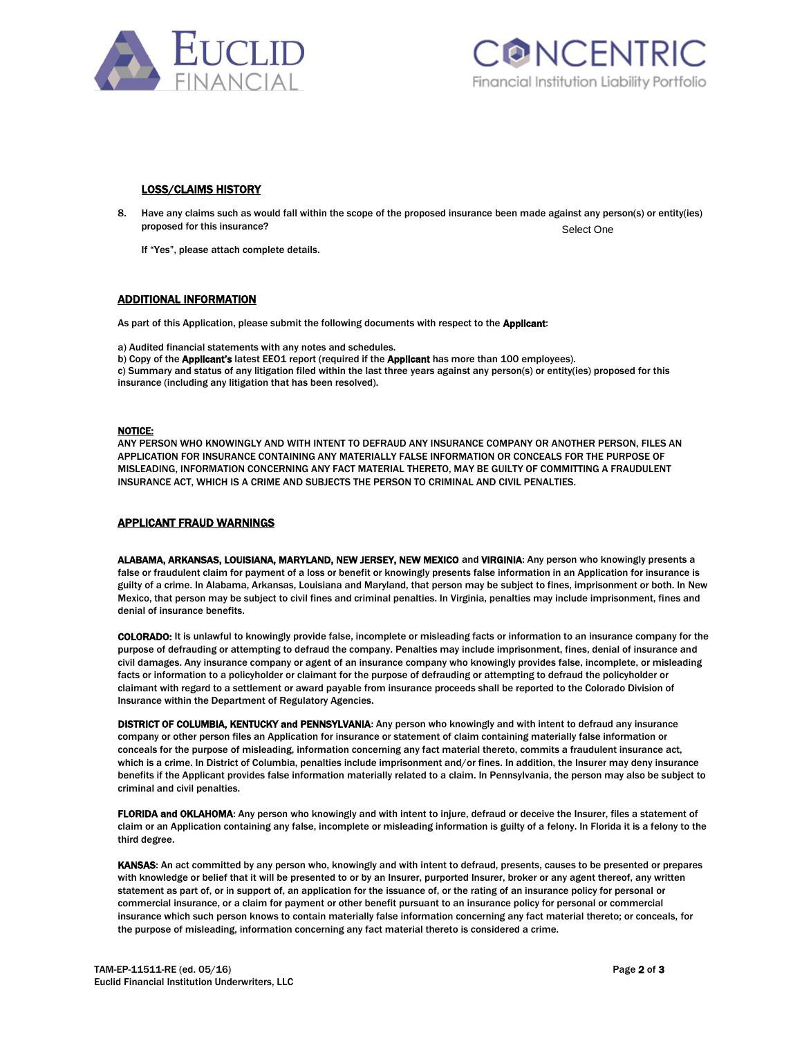## LOSS/CLAIMS HISTORY

8. Have any claims such as would fall within the scope of the proposed insurance been made against any person(s) or entity(ies) proposed for this insurance? Select One

   If "Yes", please attach complete details.

## ADDITIONAL INFORMATION

As part of this Application, please submit the following documents with respect to the **Applicant**:

a) Audited financial statements with any notes and schedules.
b) Copy of the **Applicant's** latest EEO1 report (required if the **Applicant** has more than 100 employees).
c) Summary and status of any litigation filed within the last three years against any person(s) or entity(ies) proposed for this insurance (including any litigation that has been resolved).

**NOTICE:**
ANY PERSON WHO KNOWINGLY AND WITH INTENT TO DEFRAUD ANY INSURANCE COMPANY OR ANOTHER PERSON, FILES AN APPLICATION FOR INSURANCE CONTAINING ANY MATERIALLY FALSE INFORMATION OR CONCEALS FOR THE PURPOSE OF MISLEADING, INFORMATION CONCERNING ANY FACT MATERIAL THERETO, MAY BE GUILTY OF COMMITTING A FRAUDULENT INSURANCE ACT, WHICH IS A CRIME AND SUBJECTS THE PERSON TO CRIMINAL AND CIVIL PENALTIES.

## APPLICANT FRAUD WARNINGS

**ALABAMA, ARKANSAS, LOUISIANA, MARYLAND, NEW JERSEY, NEW MEXICO** and **VIRGINIA**: Any person who knowingly presents a false or fraudulent claim for payment of a loss or benefit or knowingly presents false information in an Application for insurance is guilty of a crime. In Alabama, Arkansas, Louisiana and Maryland, that person may be subject to fines, imprisonment or both. In New Mexico, that person may be subject to civil fines and criminal penalties. In Virginia, penalties may include imprisonment, fines and denial of insurance benefits.

**COLORADO:** It is unlawful to knowingly provide false, incomplete or misleading facts or information to an insurance company for the purpose of defrauding or attempting to defraud the company. Penalties may include imprisonment, fines, denial of insurance and civil damages. Any insurance company or agent of an insurance company who knowingly provides false, incomplete, or misleading facts or information to a policyholder or claimant for the purpose of defrauding or attempting to defraud the policyholder or claimant with regard to a settlement or award payable from insurance proceeds shall be reported to the Colorado Division of Insurance within the Department of Regulatory Agencies.

**DISTRICT OF COLUMBIA, KENTUCKY and PENNSYLVANIA**: Any person who knowingly and with intent to defraud any insurance company or other person files an Application for insurance or statement of claim containing materially false information or conceals for the purpose of misleading, information concerning any fact material thereto, commits a fraudulent insurance act, which is a crime. In District of Columbia, penalties include imprisonment and/or fines. In addition, the Insurer may deny insurance benefits if the Applicant provides false information materially related to a claim. In Pennsylvania, the person may also be subject to criminal and civil penalties.

**FLORIDA and OKLAHOMA**: Any person who knowingly and with intent to injure, defraud or deceive the Insurer, files a statement of claim or an Application containing any false, incomplete or misleading information is guilty of a felony. In Florida it is a felony to the third degree.

**KANSAS**: An act committed by any person who, knowingly and with intent to defraud, presents, causes to be presented or prepares with knowledge or belief that it will be presented to or by an Insurer, purported Insurer, broker or any agent thereof, any written statement as part of, or in support of, an application for the issuance of, or the rating of an insurance policy for personal or commercial insurance, or a claim for payment or other benefit pursuant to an insurance policy for personal or commercial insurance which such person knows to contain materially false information concerning any fact material thereto; or conceals, for the purpose of misleading, information concerning any fact material thereto is considered a crime.

TAM-EP-11511-RE (ed. 05/16)
Euclid Financial Institution Underwriters, LLC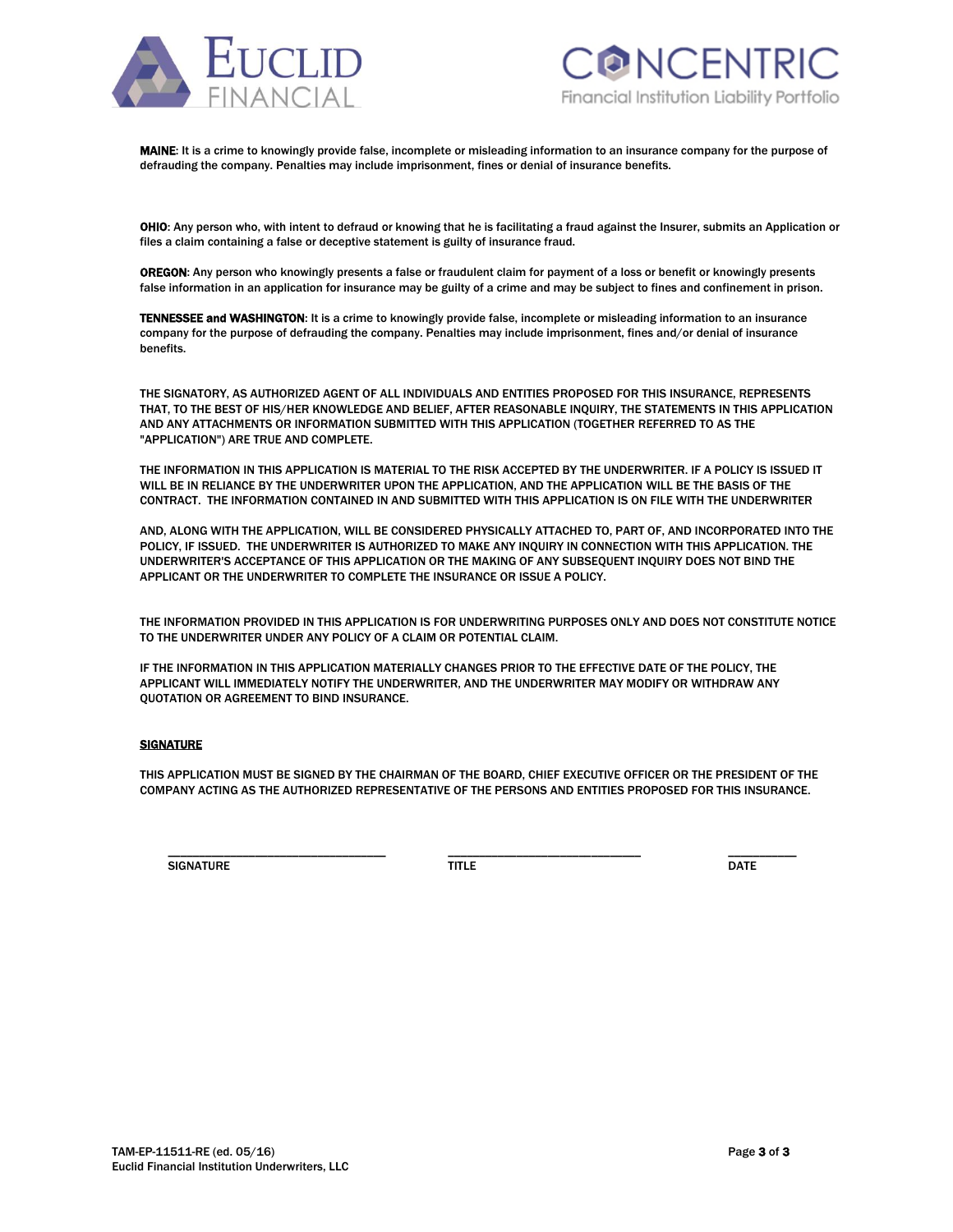**MAINE**: It is a crime to knowingly provide false, incomplete or misleading information to an insurance company for the purpose of defrauding the company. Penalties may include imprisonment, fines or denial of insurance benefits.

**OHIO**: Any person who, with intent to defraud or knowing that he is facilitating a fraud against the Insurer, submits an Application or files a claim containing a false or deceptive statement is guilty of insurance fraud.

**OREGON**: Any person who knowingly presents a false or fraudulent claim for payment of a loss or benefit or knowingly presents false information in an application for insurance may be guilty of a crime and may be subject to fines and confinement in prison.

**TENNESSEE and WASHINGTON**: It is a crime to knowingly provide false, incomplete or misleading information to an insurance company for the purpose of defrauding the company. Penalties may include imprisonment, fines and/or denial of insurance benefits.

THE SIGNATORY, AS AUTHORIZED AGENT OF ALL INDIVIDUALS AND ENTITIES PROPOSED FOR THIS INSURANCE, REPRESENTS THAT, TO THE BEST OF HIS/HER KNOWLEDGE AND BELIEF, AFTER REASONABLE INQUIRY, THE STATEMENTS IN THIS APPLICATION AND ANY ATTACHMENTS OR INFORMATION SUBMITTED WITH THIS APPLICATION (TOGETHER REFERRED TO AS THE "APPLICATION") ARE TRUE AND COMPLETE.

THE INFORMATION IN THIS APPLICATION IS MATERIAL TO THE RISK ACCEPTED BY THE UNDERWRITER. IF A POLICY IS ISSUED IT WILL BE IN RELIANCE BY THE UNDERWRITER UPON THE APPLICATION, AND THE APPLICATION WILL BE THE BASIS OF THE CONTRACT. THE INFORMATION CONTAINED IN AND SUBMITTED WITH THIS APPLICATION IS ON FILE WITH THE UNDERWRITER

AND, ALONG WITH THE APPLICATION, WILL BE CONSIDERED PHYSICALLY ATTACHED TO, PART OF, AND INCORPORATED INTO THE POLICY, IF ISSUED. THE UNDERWRITER IS AUTHORIZED TO MAKE ANY INQUIRY IN CONNECTION WITH THIS APPLICATION. THE UNDERWRITER'S ACCEPTANCE OF THIS APPLICATION OR THE MAKING OF ANY SUBSEQUENT INQUIRY DOES NOT BIND THE APPLICANT OR THE UNDERWRITER TO COMPLETE THE INSURANCE OR ISSUE A POLICY.

THE INFORMATION PROVIDED IN THIS APPLICATION IS FOR UNDERWRITING PURPOSES ONLY AND DOES NOT CONSTITUTE NOTICE TO THE UNDERWRITER UNDER ANY POLICY OF A CLAIM OR POTENTIAL CLAIM.

IF THE INFORMATION IN THIS APPLICATION MATERIALLY CHANGES PRIOR TO THE EFFECTIVE DATE OF THE POLICY, THE APPLICANT WILL IMMEDIATELY NOTIFY THE UNDERWRITER, AND THE UNDERWRITER MAY MODIFY OR WITHDRAW ANY QUOTATION OR AGREEMENT TO BIND INSURANCE.

**SIGNATURE**

THIS APPLICATION MUST BE SIGNED BY THE CHAIRMAN OF THE BOARD, CHIEF EXECUTIVE OFFICER OR THE PRESIDENT OF THE COMPANY ACTING AS THE AUTHORIZED REPRESENTATIVE OF THE PERSONS AND ENTITIES PROPOSED FOR THIS INSURANCE.

| | | |
|---|---|---|
| ______________________ | ______________________ | __________ |
| SIGNATURE | TITLE | DATE |

TAM-EP-11511-RE (ed. 05/16)
Euclid Financial Institution Underwriters, LLC